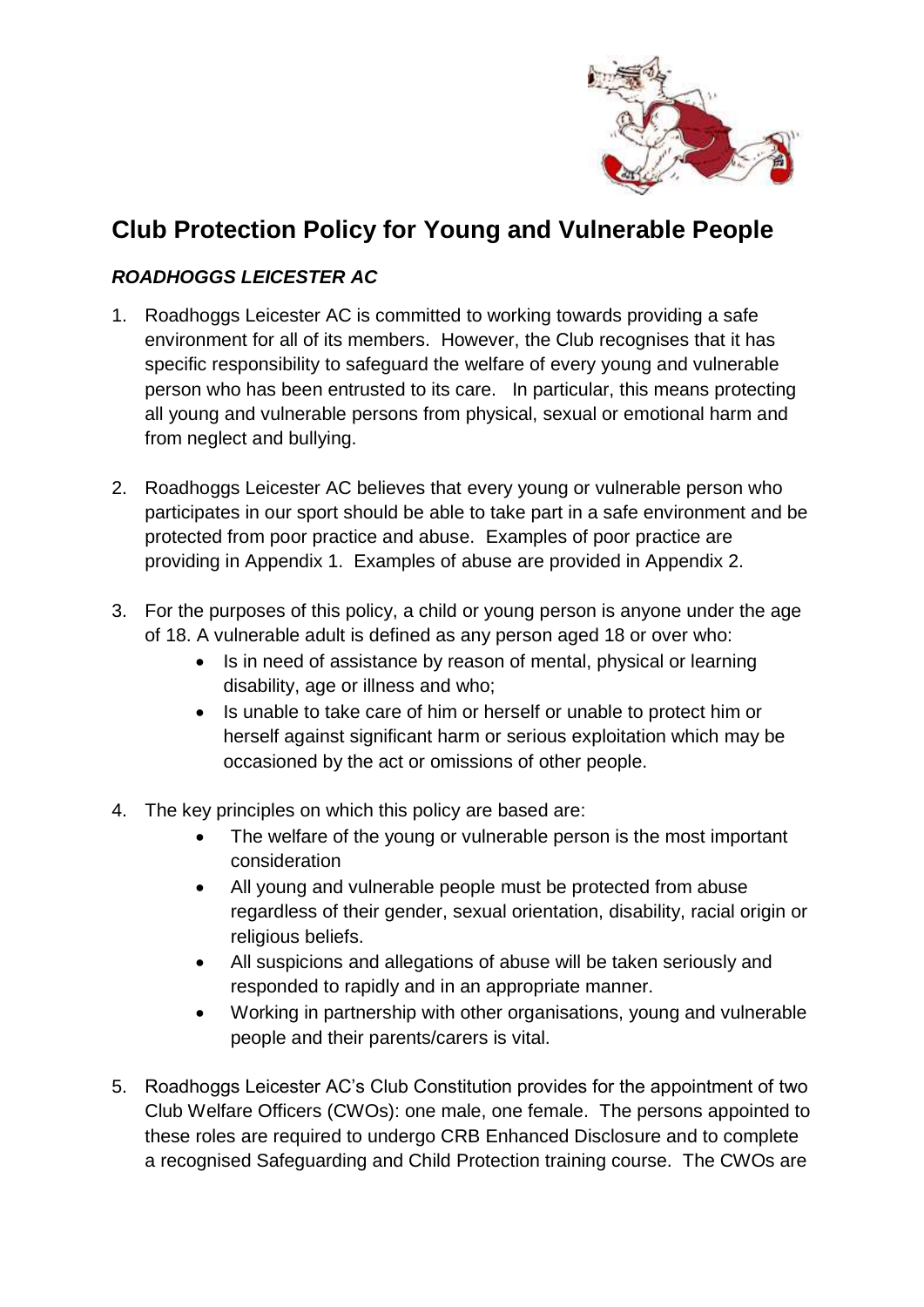# Club Protection Policy for Young and Vulnerable People

***ROADHOGGS LEICESTER AC***

1. Roadhoggs Leicester AC is committed to working towards providing a safe environment for all of its members. However, the Club recognises that it has specific responsibility to safeguard the welfare of every young and vulnerable person who has been entrusted to its care. In particular, this means protecting all young and vulnerable persons from physical, sexual or emotional harm and from neglect and bullying.

2. Roadhoggs Leicester AC believes that every young or vulnerable person who participates in our sport should be able to take part in a safe environment and be protected from poor practice and abuse. Examples of poor practice are providing in Appendix 1. Examples of abuse are provided in Appendix 2.

3. For the purposes of this policy, a child or young person is anyone under the age of 18. A vulnerable adult is defined as any person aged 18 or over who:
   - Is in need of assistance by reason of mental, physical or learning disability, age or illness and who;
   - Is unable to take care of him or herself or unable to protect him or herself against significant harm or serious exploitation which may be occasioned by the act or omissions of other people.

4. The key principles on which this policy are based are:
   - The welfare of the young or vulnerable person is the most important consideration
   - All young and vulnerable people must be protected from abuse regardless of their gender, sexual orientation, disability, racial origin or religious beliefs.
   - All suspicions and allegations of abuse will be taken seriously and responded to rapidly and in an appropriate manner.
   - Working in partnership with other organisations, young and vulnerable people and their parents/carers is vital.

5. Roadhoggs Leicester AC's Club Constitution provides for the appointment of two Club Welfare Officers (CWOs): one male, one female. The persons appointed to these roles are required to undergo CRB Enhanced Disclosure and to complete a recognised Safeguarding and Child Protection training course. The CWOs are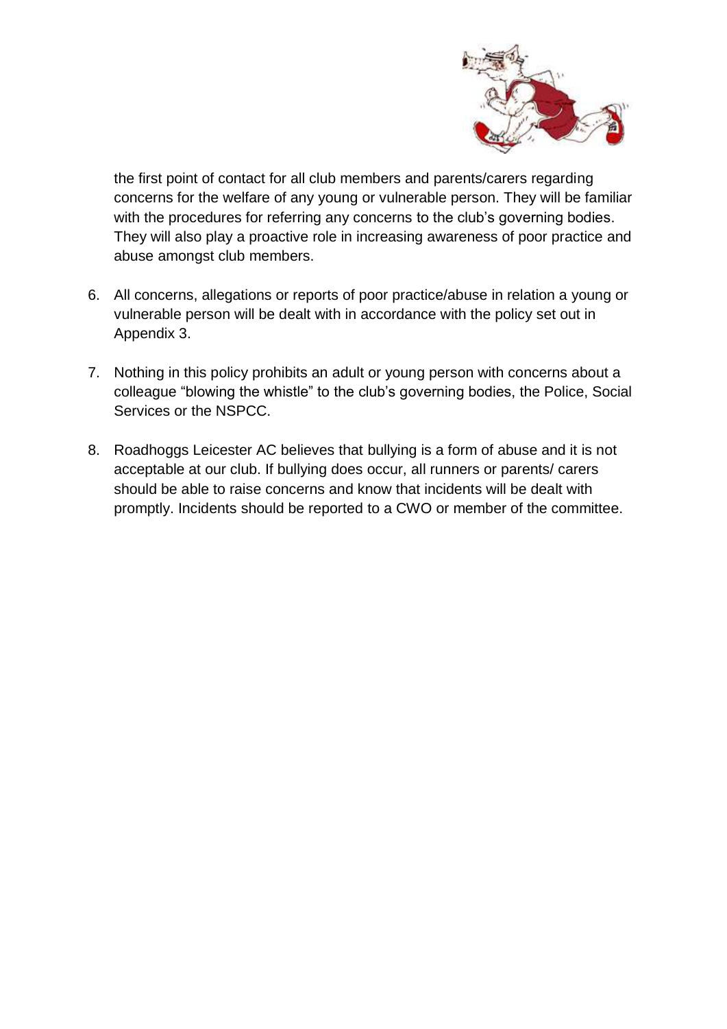the first point of contact for all club members and parents/carers regarding concerns for the welfare of any young or vulnerable person. They will be familiar with the procedures for referring any concerns to the club's governing bodies. They will also play a proactive role in increasing awareness of poor practice and abuse amongst club members.

6. All concerns, allegations or reports of poor practice/abuse in relation a young or vulnerable person will be dealt with in accordance with the policy set out in Appendix 3.

7. Nothing in this policy prohibits an adult or young person with concerns about a colleague "blowing the whistle" to the club's governing bodies, the Police, Social Services or the NSPCC.

8. Roadhoggs Leicester AC believes that bullying is a form of abuse and it is not acceptable at our club. If bullying does occur, all runners or parents/ carers should be able to raise concerns and know that incidents will be dealt with promptly. Incidents should be reported to a CWO or member of the committee.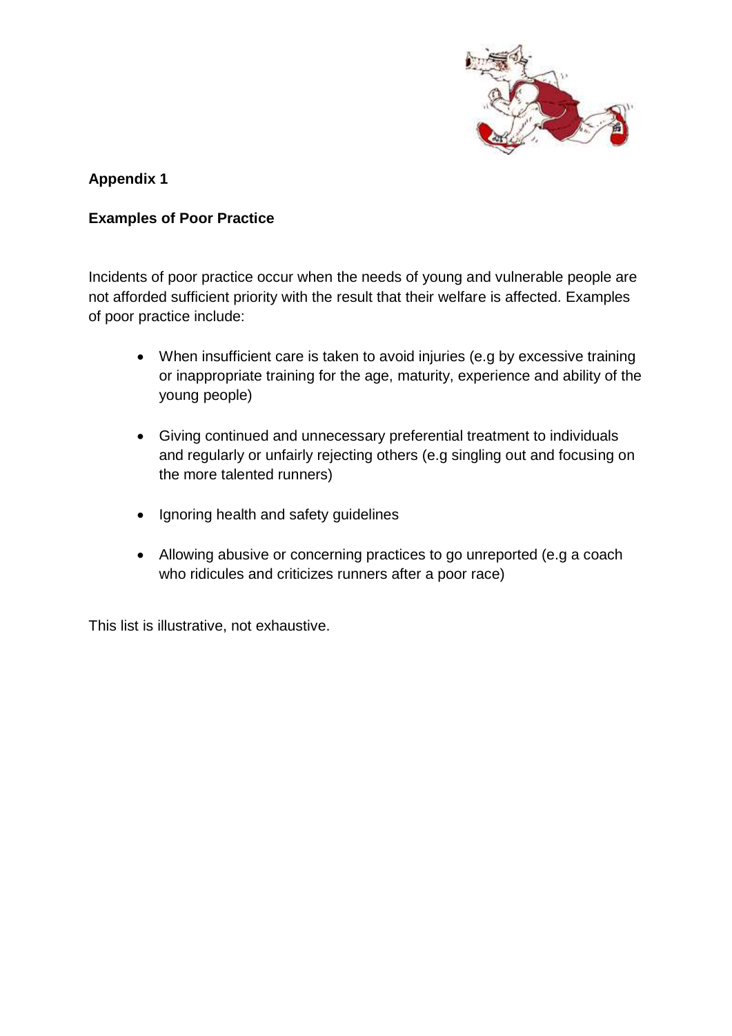**Appendix 1**

**Examples of Poor Practice**

Incidents of poor practice occur when the needs of young and vulnerable people are not afforded sufficient priority with the result that their welfare is affected. Examples of poor practice include:

- When insufficient care is taken to avoid injuries (e.g by excessive training or inappropriate training for the age, maturity, experience and ability of the young people)
- Giving continued and unnecessary preferential treatment to individuals and regularly or unfairly rejecting others (e.g singling out and focusing on the more talented runners)
- Ignoring health and safety guidelines
- Allowing abusive or concerning practices to go unreported (e.g a coach who ridicules and criticizes runners after a poor race)

This list is illustrative, not exhaustive.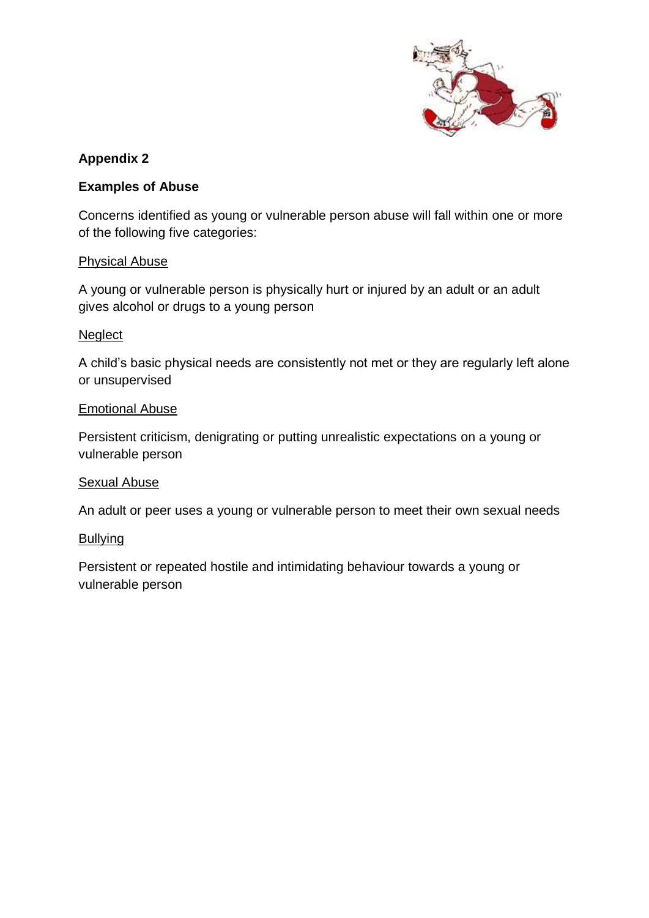**Appendix 2**

**Examples of Abuse**

Concerns identified as young or vulnerable person abuse will fall within one or more of the following five categories:

Physical Abuse

A young or vulnerable person is physically hurt or injured by an adult or an adult gives alcohol or drugs to a young person

Neglect

A child's basic physical needs are consistently not met or they are regularly left alone or unsupervised

Emotional Abuse

Persistent criticism, denigrating or putting unrealistic expectations on a young or vulnerable person

Sexual Abuse

An adult or peer uses a young or vulnerable person to meet their own sexual needs

Bullying

Persistent or repeated hostile and intimidating behaviour towards a young or vulnerable person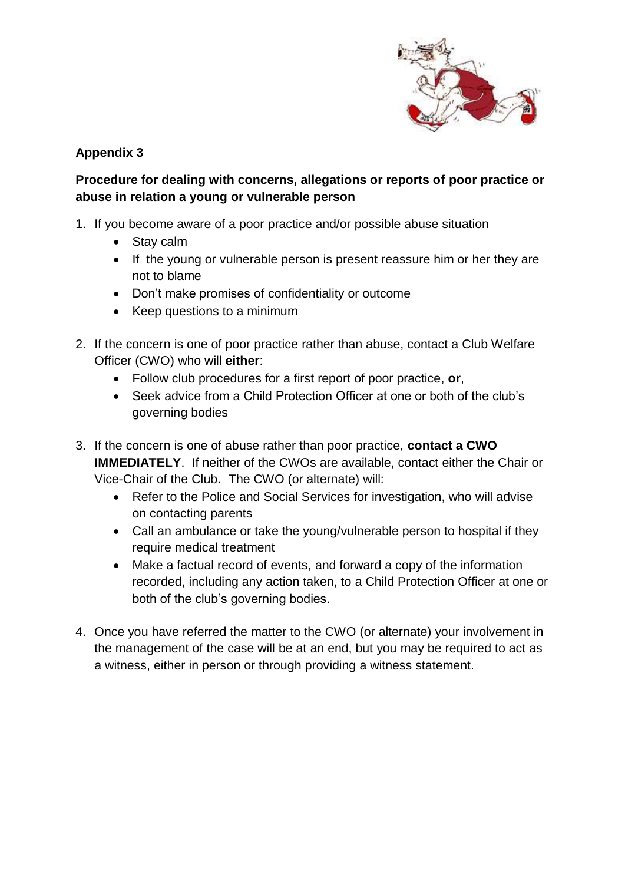**Appendix 3**

**Procedure for dealing with concerns, allegations or reports of poor practice or abuse in relation a young or vulnerable person**

1. If you become aware of a poor practice and/or possible abuse situation
   - Stay calm
   - If the young or vulnerable person is present reassure him or her they are not to blame
   - Don't make promises of confidentiality or outcome
   - Keep questions to a minimum

2. If the concern is one of poor practice rather than abuse, contact a Club Welfare Officer (CWO) who will **either**:
   - Follow club procedures for a first report of poor practice, **or**,
   - Seek advice from a Child Protection Officer at one or both of the club's governing bodies

3. If the concern is one of abuse rather than poor practice, **contact a CWO IMMEDIATELY**. If neither of the CWOs are available, contact either the Chair or Vice-Chair of the Club. The CWO (or alternate) will:
   - Refer to the Police and Social Services for investigation, who will advise on contacting parents
   - Call an ambulance or take the young/vulnerable person to hospital if they require medical treatment
   - Make a factual record of events, and forward a copy of the information recorded, including any action taken, to a Child Protection Officer at one or both of the club's governing bodies.

4. Once you have referred the matter to the CWO (or alternate) your involvement in the management of the case will be at an end, but you may be required to act as a witness, either in person or through providing a witness statement.